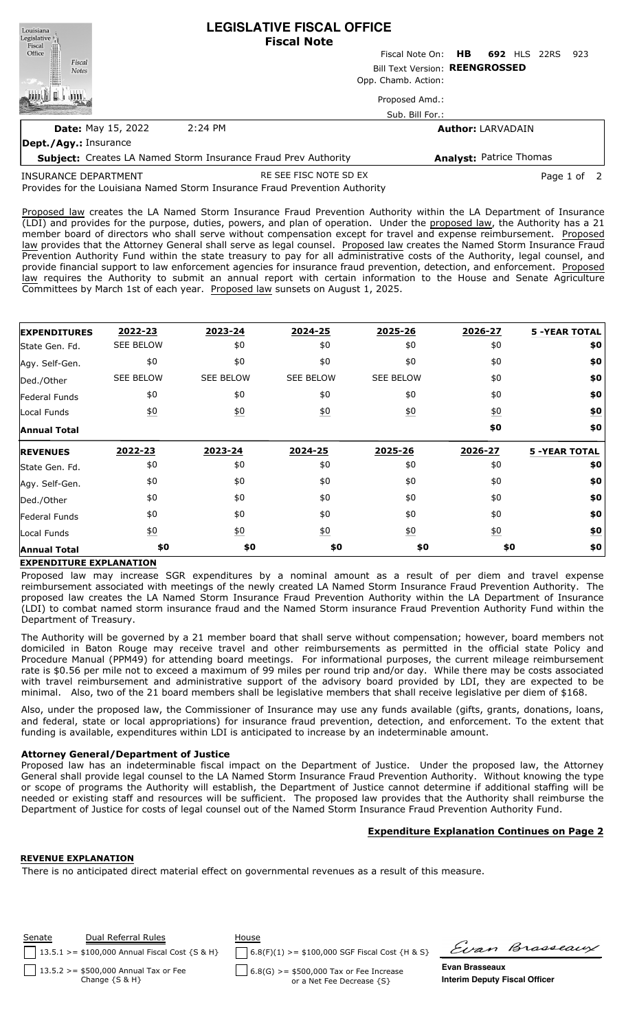# LEGISLATIVE FISCAL OFFICE
## Fiscal Note

Fiscal Note On: **HB 692** HLS 22RS 923

Bill Text Version: **REENGROSSED**

Opp. Chamb. Action:

Proposed Amd.:

Sub. Bill For.:

**Date:** May 15, 2022 2:24 PM

**Author:** LARVADAIN

**Dept./Agy.:** Insurance

**Subject:** Creates LA Named Storm Insurance Fraud Prev Authority

**Analyst:** Patrice Thomas

INSURANCE DEPARTMENT RE SEE FISC NOTE SD EX

Provides for the Louisiana Named Storm Insurance Fraud Prevention Authority

Proposed law creates the LA Named Storm Insurance Fraud Prevention Authority within the LA Department of Insurance (LDI) and provides for the purpose, duties, powers, and plan of operation. Under the proposed law, the Authority has a 21 member board of directors who shall serve without compensation except for travel and expense reimbursement. Proposed law provides that the Attorney General shall serve as legal counsel. Proposed law creates the Named Storm Insurance Fraud Prevention Authority Fund within the state treasury to pay for all administrative costs of the Authority, legal counsel, and provide financial support to law enforcement agencies for insurance fraud prevention, detection, and enforcement. Proposed law requires the Authority to submit an annual report with certain information to the House and Senate Agriculture Committees by March 1st of each year. Proposed law sunsets on August 1, 2025.

| **EXPENDITURES** | **2022-23** | **2023-24** | **2024-25** | **2025-26** | **2026-27** | **5 -YEAR TOTAL** |
|---|---|---|---|---|---|---|
| State Gen. Fd. | SEE BELOW | $0 | $0 | $0 | $0 | **$0** |
| Agy. Self-Gen. | $0 | $0 | $0 | $0 | $0 | **$0** |
| Ded./Other | SEE BELOW | SEE BELOW | SEE BELOW | SEE BELOW | $0 | **$0** |
| Federal Funds | $0 | $0 | $0 | $0 | $0 | **$0** |
| Local Funds | $0 | $0 | $0 | $0 | $0 | **$0** |
| **Annual Total** | | | | | **$0** | **$0** |

| **REVENUES** | **2022-23** | **2023-24** | **2024-25** | **2025-26** | **2026-27** | **5 -YEAR TOTAL** |
|---|---|---|---|---|---|---|
| State Gen. Fd. | $0 | $0 | $0 | $0 | $0 | **$0** |
| Agy. Self-Gen. | $0 | $0 | $0 | $0 | $0 | **$0** |
| Ded./Other | $0 | $0 | $0 | $0 | $0 | **$0** |
| Federal Funds | $0 | $0 | $0 | $0 | $0 | **$0** |
| Local Funds | $0 | $0 | $0 | $0 | $0 | **$0** |
| **Annual Total** | **$0** | **$0** | **$0** | **$0** | **$0** | **$0** |

**EXPENDITURE EXPLANATION**

Proposed law may increase SGR expenditures by a nominal amount as a result of per diem and travel expense reimbursement associated with meetings of the newly created LA Named Storm Insurance Fraud Prevention Authority. The proposed law creates the LA Named Storm Insurance Fraud Prevention Authority within the LA Department of Insurance (LDI) to combat named storm insurance fraud and the Named Storm insurance Fraud Prevention Authority Fund within the Department of Treasury.

The Authority will be governed by a 21 member board that shall serve without compensation; however, board members not domiciled in Baton Rouge may receive travel and other reimbursements as permitted in the official state Policy and Procedure Manual (PPM49) for attending board meetings. For informational purposes, the current mileage reimbursement rate is $0.56 per mile not to exceed a maximum of 99 miles per round trip and/or day. While there may be costs associated with travel reimbursement and administrative support of the advisory board provided by LDI, they are expected to be minimal. Also, two of the 21 board members shall be legislative members that shall receive legislative per diem of $168.

Also, under the proposed law, the Commissioner of Insurance may use any funds available (gifts, grants, donations, loans, and federal, state or local appropriations) for insurance fraud prevention, detection, and enforcement. To the extent that funding is available, expenditures within LDI is anticipated to increase by an indeterminable amount.

**Attorney General/Department of Justice**

Proposed law has an indeterminable fiscal impact on the Department of Justice. Under the proposed law, the Attorney General shall provide legal counsel to the LA Named Storm Insurance Fraud Prevention Authority. Without knowing the type or scope of programs the Authority will establish, the Department of Justice cannot determine if additional staffing will be needed or existing staff and resources will be sufficient. The proposed law provides that the Authority shall reimburse the Department of Justice for costs of legal counsel out of the Named Storm Insurance Fraud Prevention Authority Fund.

**Expenditure Explanation Continues on Page 2**

**REVENUE EXPLANATION**

There is no anticipated direct material effect on governmental revenues as a result of this measure.

| Senate | Dual Referral Rules | House |
|---|---|---|
| | 13.5.1 >= $100,000 Annual Fiscal Cost {S & H} | 6.8(F)(1) >= $100,000 SGF Fiscal Cost {H & S} |
| | 13.5.2 >= $500,000 Annual Tax or Fee Change {S & H} | 6.8(G) >= $500,000 Tax or Fee Increase or a Net Fee Decrease {S} |

**Evan Brasseaux**
**Interim Deputy Fiscal Officer**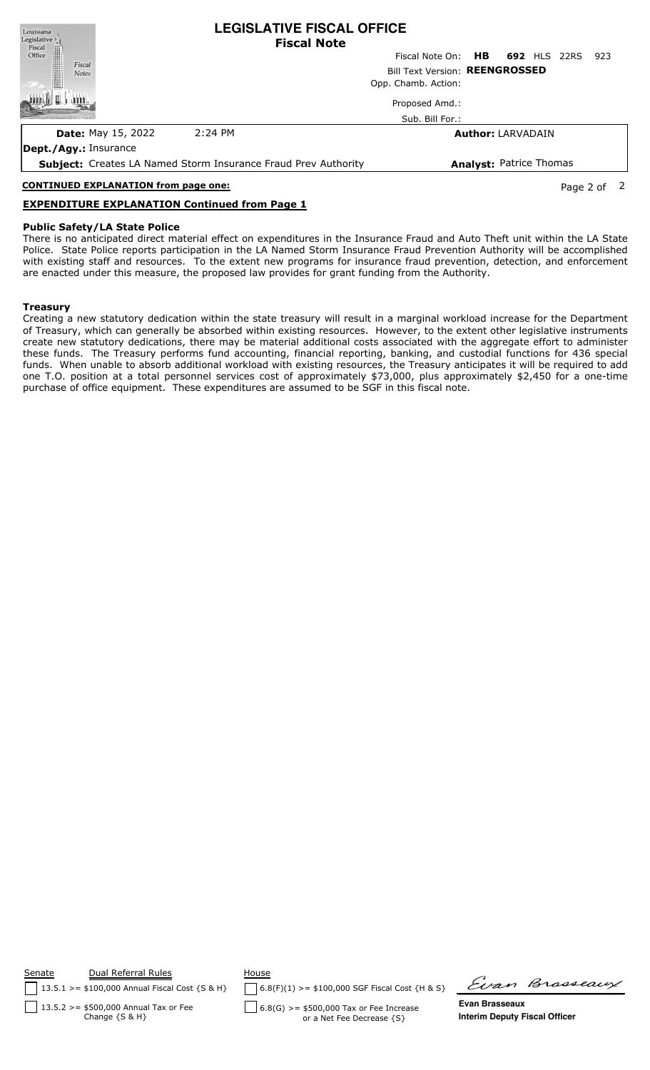# LEGISLATIVE FISCAL OFFICE
## Fiscal Note

Fiscal Note On: **HB 692** HLS 22RS 923

Bill Text Version: **REENGROSSED**

Opp. Chamb. Action:

Proposed Amd.:

Sub. Bill For.:

**Date:** May 15, 2022 2:24 PM

**Author:** LARVADAIN

**Dept./Agy.:** Insurance

**Subject:** Creates LA Named Storm Insurance Fraud Prev Authority

**Analyst:** Patrice Thomas

**CONTINUED EXPLANATION from page one:**

**EXPENDITURE EXPLANATION Continued from Page 1**

**Public Safety/LA State Police**

There is no anticipated direct material effect on expenditures in the Insurance Fraud and Auto Theft unit within the LA State Police. State Police reports participation in the LA Named Storm Insurance Fraud Prevention Authority will be accomplished with existing staff and resources. To the extent new programs for insurance fraud prevention, detection, and enforcement are enacted under this measure, the proposed law provides for grant funding from the Authority.

**Treasury**

Creating a new statutory dedication within the state treasury will result in a marginal workload increase for the Department of Treasury, which can generally be absorbed within existing resources. However, to the extent other legislative instruments create new statutory dedications, there may be material additional costs associated with the aggregate effort to administer these funds. The Treasury performs fund accounting, financial reporting, banking, and custodial functions for 436 special funds. When unable to absorb additional workload with existing resources, the Treasury anticipates it will be required to add one T.O. position at a total personnel services cost of approximately $73,000, plus approximately $2,450 for a one-time purchase of office equipment. These expenditures are assumed to be SGF in this fiscal note.

| Senate | Dual Referral Rules | House |
|---|---|---|
| ☐ 13.5.1 >= $100,000 Annual Fiscal Cost {S & H} | | ☐ 6.8(F)(1) >= $100,000 SGF Fiscal Cost {H & S} |
| ☐ 13.5.2 >= $500,000 Annual Tax or Fee Change {S & H} | | ☐ 6.8(G) >= $500,000 Tax or Fee Increase or a Net Fee Decrease {S} |

Evan Brasseaux

**Evan Brasseaux**
**Interim Deputy Fiscal Officer**